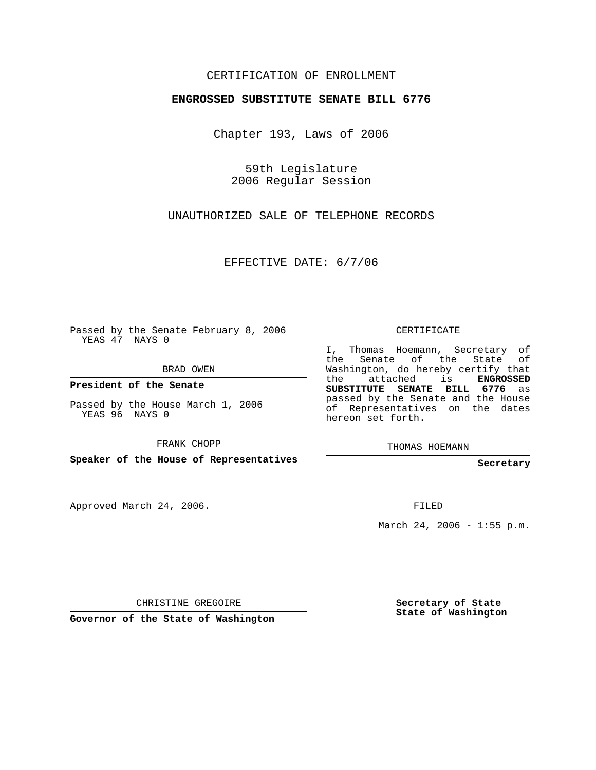CERTIFICATION OF ENROLLMENT

**ENGROSSED SUBSTITUTE SENATE BILL 6776**

Chapter 193, Laws of 2006

59th Legislature
2006 Regular Session

UNAUTHORIZED SALE OF TELEPHONE RECORDS

EFFECTIVE DATE: 6/7/06

Passed by the Senate February 8, 2006
YEAS 47 NAYS 0

BRAD OWEN

**President of the Senate**

Passed by the House March 1, 2006
YEAS 96 NAYS 0

FRANK CHOPP

**Speaker of the House of Representatives**

Approved March 24, 2006.

CHRISTINE GREGOIRE

**Governor of the State of Washington**

CERTIFICATE

I, Thomas Hoemann, Secretary of the Senate of the State of Washington, do hereby certify that the attached is **ENGROSSED SUBSTITUTE SENATE BILL 6776** as passed by the Senate and the House of Representatives on the dates hereon set forth.

THOMAS HOEMANN

**Secretary**

FILED

March 24, 2006 - 1:55 p.m.

**Secretary of State**
**State of Washington**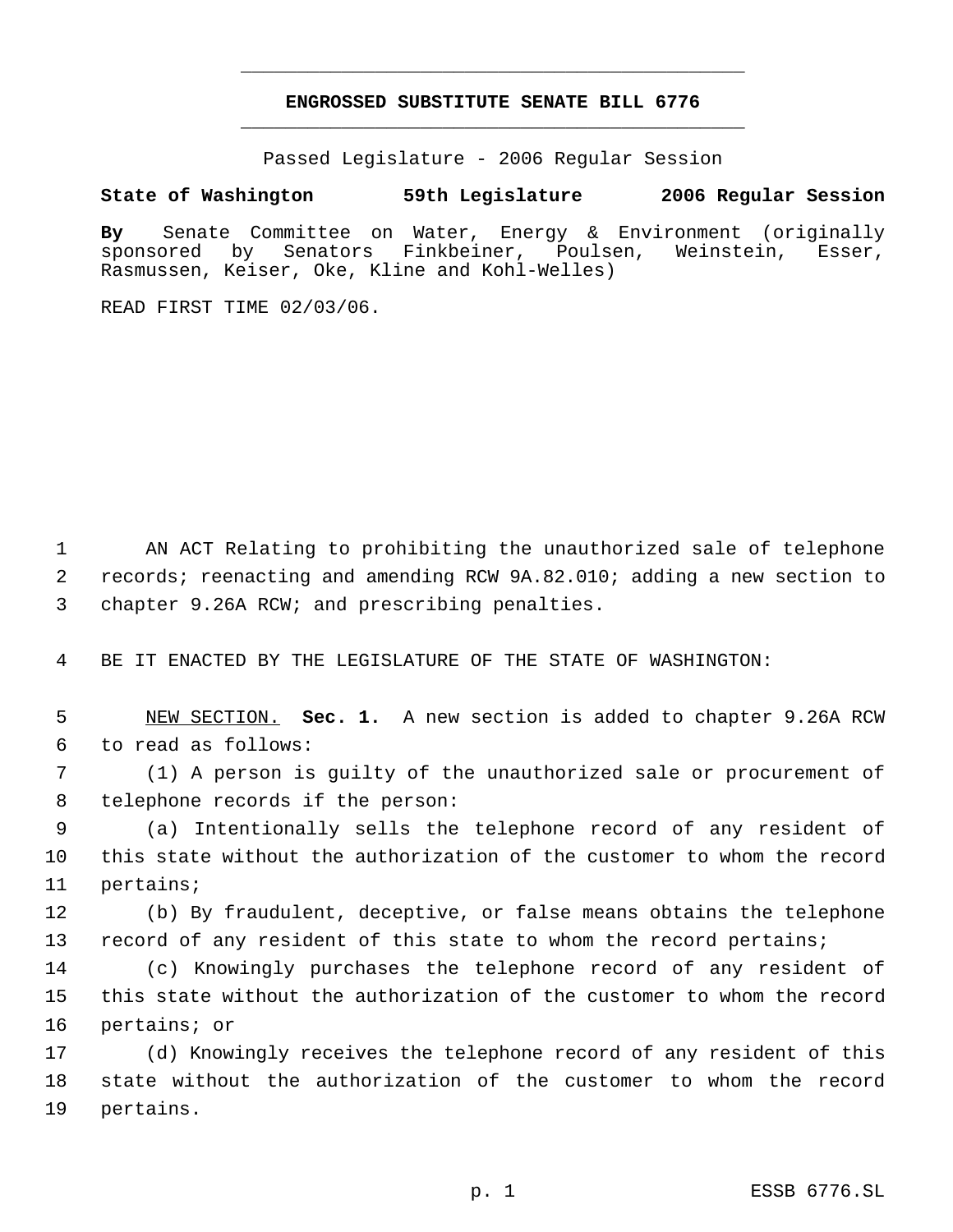# ENGROSSED SUBSTITUTE SENATE BILL 6776

Passed Legislature - 2006 Regular Session

**State of Washington 59th Legislature 2006 Regular Session**

**By** Senate Committee on Water, Energy & Environment (originally sponsored by Senators Finkbeiner, Poulsen, Weinstein, Esser, Rasmussen, Keiser, Oke, Kline and Kohl-Welles)

READ FIRST TIME 02/03/06.

AN ACT Relating to prohibiting the unauthorized sale of telephone records; reenacting and amending RCW 9A.82.010; adding a new section to chapter 9.26A RCW; and prescribing penalties.

BE IT ENACTED BY THE LEGISLATURE OF THE STATE OF WASHINGTON:

NEW SECTION. **Sec. 1.** A new section is added to chapter 9.26A RCW to read as follows:

(1) A person is guilty of the unauthorized sale or procurement of telephone records if the person:

(a) Intentionally sells the telephone record of any resident of this state without the authorization of the customer to whom the record pertains;

(b) By fraudulent, deceptive, or false means obtains the telephone record of any resident of this state to whom the record pertains;

(c) Knowingly purchases the telephone record of any resident of this state without the authorization of the customer to whom the record pertains; or

(d) Knowingly receives the telephone record of any resident of this state without the authorization of the customer to whom the record pertains.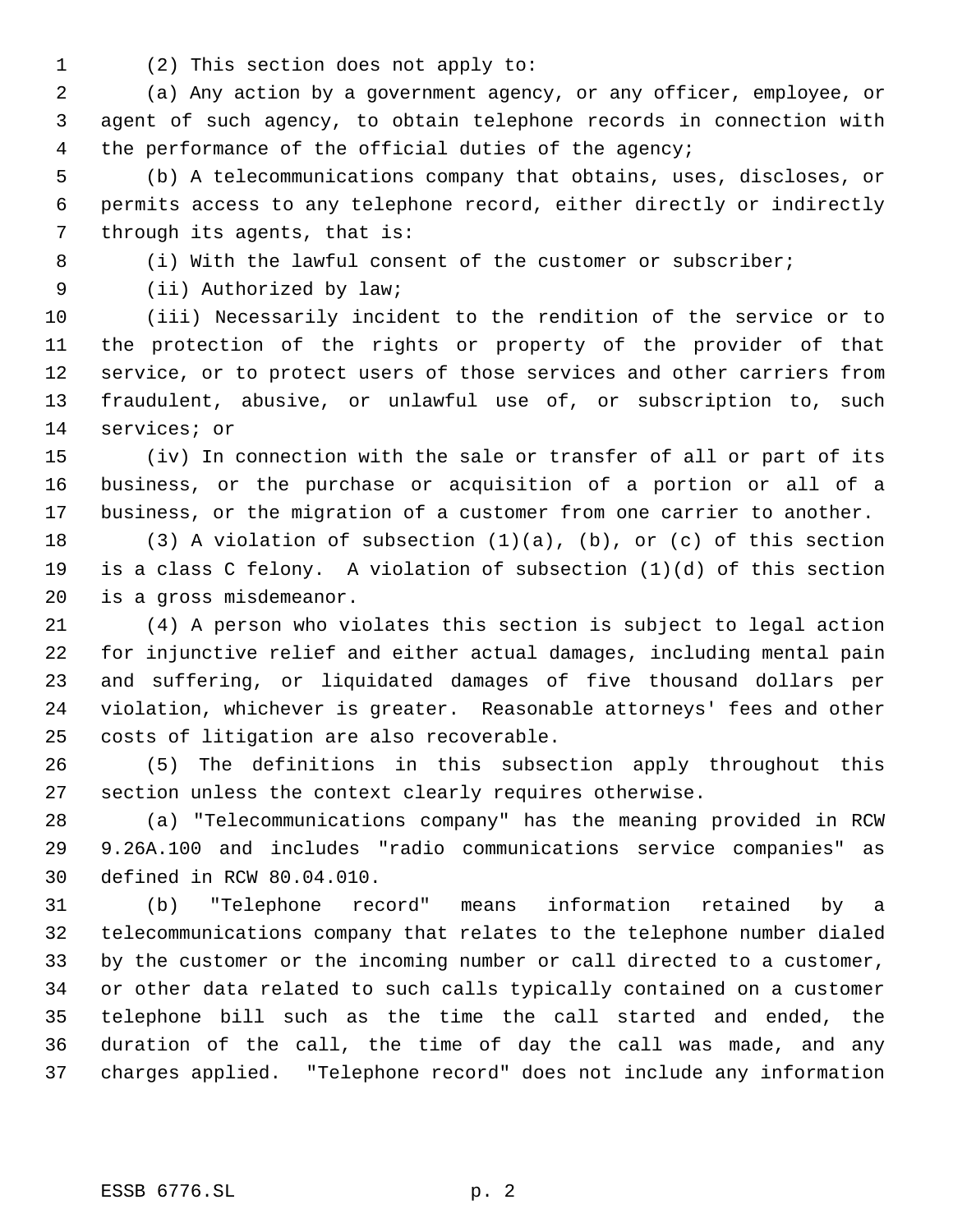(2) This section does not apply to:

(a) Any action by a government agency, or any officer, employee, or agent of such agency, to obtain telephone records in connection with the performance of the official duties of the agency;

(b) A telecommunications company that obtains, uses, discloses, or permits access to any telephone record, either directly or indirectly through its agents, that is:

(i) With the lawful consent of the customer or subscriber;

(ii) Authorized by law;

(iii) Necessarily incident to the rendition of the service or to the protection of the rights or property of the provider of that service, or to protect users of those services and other carriers from fraudulent, abusive, or unlawful use of, or subscription to, such services; or

(iv) In connection with the sale or transfer of all or part of its business, or the purchase or acquisition of a portion or all of a business, or the migration of a customer from one carrier to another.

(3) A violation of subsection (1)(a), (b), or (c) of this section is a class C felony. A violation of subsection (1)(d) of this section is a gross misdemeanor.

(4) A person who violates this section is subject to legal action for injunctive relief and either actual damages, including mental pain and suffering, or liquidated damages of five thousand dollars per violation, whichever is greater. Reasonable attorneys' fees and other costs of litigation are also recoverable.

(5) The definitions in this subsection apply throughout this section unless the context clearly requires otherwise.

(a) "Telecommunications company" has the meaning provided in RCW 9.26A.100 and includes "radio communications service companies" as defined in RCW 80.04.010.

(b) "Telephone record" means information retained by a telecommunications company that relates to the telephone number dialed by the customer or the incoming number or call directed to a customer, or other data related to such calls typically contained on a customer telephone bill such as the time the call started and ended, the duration of the call, the time of day the call was made, and any charges applied. "Telephone record" does not include any information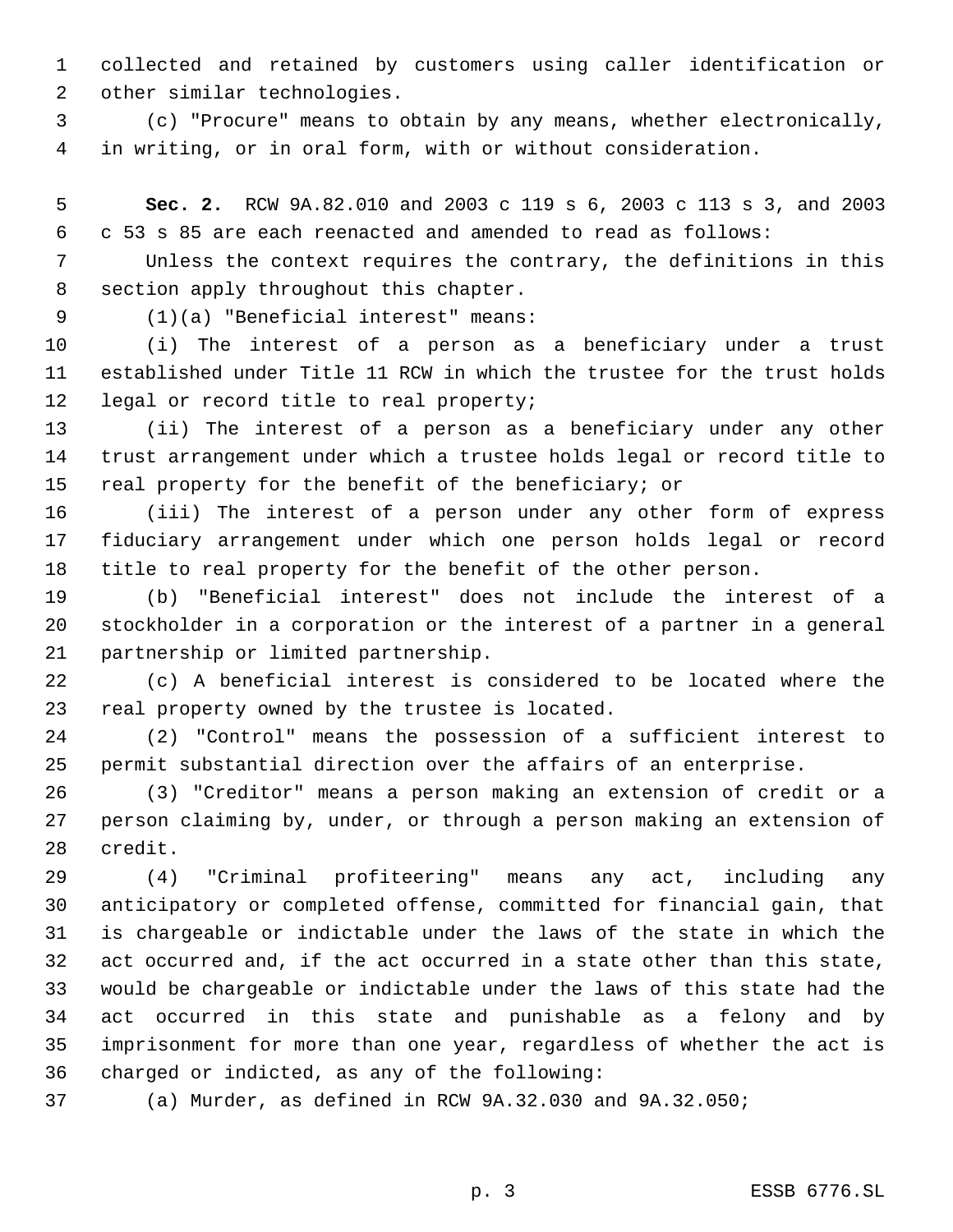collected and retained by customers using caller identification or other similar technologies.

(c) "Procure" means to obtain by any means, whether electronically, in writing, or in oral form, with or without consideration.

**Sec. 2.** RCW 9A.82.010 and 2003 c 119 s 6, 2003 c 113 s 3, and 2003 c 53 s 85 are each reenacted and amended to read as follows:

Unless the context requires the contrary, the definitions in this section apply throughout this chapter.

(1)(a) "Beneficial interest" means:

(i) The interest of a person as a beneficiary under a trust established under Title 11 RCW in which the trustee for the trust holds legal or record title to real property;

(ii) The interest of a person as a beneficiary under any other trust arrangement under which a trustee holds legal or record title to real property for the benefit of the beneficiary; or

(iii) The interest of a person under any other form of express fiduciary arrangement under which one person holds legal or record title to real property for the benefit of the other person.

(b) "Beneficial interest" does not include the interest of a stockholder in a corporation or the interest of a partner in a general partnership or limited partnership.

(c) A beneficial interest is considered to be located where the real property owned by the trustee is located.

(2) "Control" means the possession of a sufficient interest to permit substantial direction over the affairs of an enterprise.

(3) "Creditor" means a person making an extension of credit or a person claiming by, under, or through a person making an extension of credit.

(4) "Criminal profiteering" means any act, including any anticipatory or completed offense, committed for financial gain, that is chargeable or indictable under the laws of the state in which the act occurred and, if the act occurred in a state other than this state, would be chargeable or indictable under the laws of this state had the act occurred in this state and punishable as a felony and by imprisonment for more than one year, regardless of whether the act is charged or indicted, as any of the following:

(a) Murder, as defined in RCW 9A.32.030 and 9A.32.050;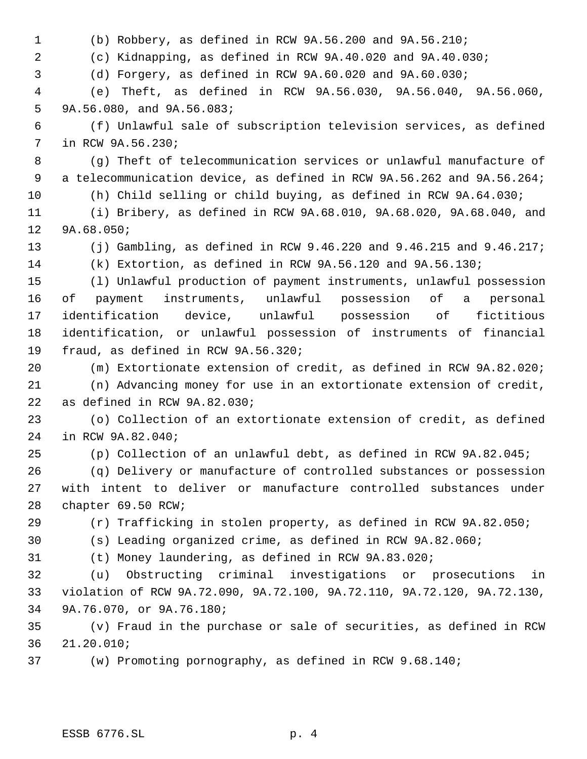(b) Robbery, as defined in RCW 9A.56.200 and 9A.56.210;

(c) Kidnapping, as defined in RCW 9A.40.020 and 9A.40.030;

(d) Forgery, as defined in RCW 9A.60.020 and 9A.60.030;

(e) Theft, as defined in RCW 9A.56.030, 9A.56.040, 9A.56.060, 9A.56.080, and 9A.56.083;

(f) Unlawful sale of subscription television services, as defined in RCW 9A.56.230;

(g) Theft of telecommunication services or unlawful manufacture of a telecommunication device, as defined in RCW 9A.56.262 and 9A.56.264;

(h) Child selling or child buying, as defined in RCW 9A.64.030;

(i) Bribery, as defined in RCW 9A.68.010, 9A.68.020, 9A.68.040, and 9A.68.050;

(j) Gambling, as defined in RCW 9.46.220 and 9.46.215 and 9.46.217;

(k) Extortion, as defined in RCW 9A.56.120 and 9A.56.130;

(l) Unlawful production of payment instruments, unlawful possession of payment instruments, unlawful possession of a personal identification device, unlawful possession of fictitious identification, or unlawful possession of instruments of financial fraud, as defined in RCW 9A.56.320;

(m) Extortionate extension of credit, as defined in RCW 9A.82.020;

(n) Advancing money for use in an extortionate extension of credit, as defined in RCW 9A.82.030;

(o) Collection of an extortionate extension of credit, as defined in RCW 9A.82.040;

(p) Collection of an unlawful debt, as defined in RCW 9A.82.045;

(q) Delivery or manufacture of controlled substances or possession with intent to deliver or manufacture controlled substances under chapter 69.50 RCW;

(r) Trafficking in stolen property, as defined in RCW 9A.82.050;

(s) Leading organized crime, as defined in RCW 9A.82.060;

(t) Money laundering, as defined in RCW 9A.83.020;

(u) Obstructing criminal investigations or prosecutions in violation of RCW 9A.72.090, 9A.72.100, 9A.72.110, 9A.72.120, 9A.72.130, 9A.76.070, or 9A.76.180;

(v) Fraud in the purchase or sale of securities, as defined in RCW 21.20.010;

(w) Promoting pornography, as defined in RCW 9.68.140;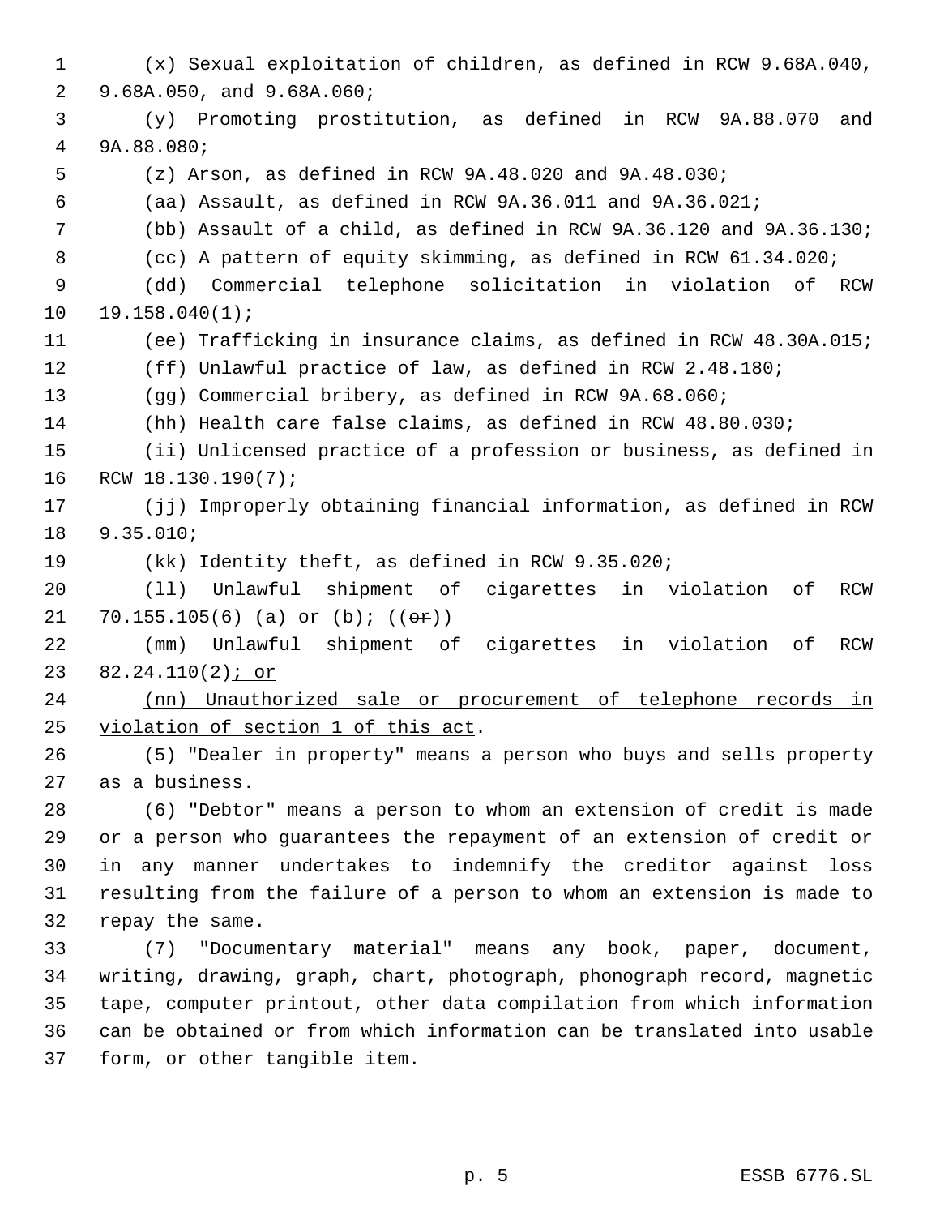(x) Sexual exploitation of children, as defined in RCW 9.68A.040, 9.68A.050, and 9.68A.060;

(y) Promoting prostitution, as defined in RCW 9A.88.070 and 9A.88.080;

(z) Arson, as defined in RCW 9A.48.020 and 9A.48.030;

(aa) Assault, as defined in RCW 9A.36.011 and 9A.36.021;

(bb) Assault of a child, as defined in RCW 9A.36.120 and 9A.36.130;

(cc) A pattern of equity skimming, as defined in RCW 61.34.020;

(dd) Commercial telephone solicitation in violation of RCW 19.158.040(1);

(ee) Trafficking in insurance claims, as defined in RCW 48.30A.015;

(ff) Unlawful practice of law, as defined in RCW 2.48.180;

(gg) Commercial bribery, as defined in RCW 9A.68.060;

(hh) Health care false claims, as defined in RCW 48.80.030;

(ii) Unlicensed practice of a profession or business, as defined in RCW 18.130.190(7);

(jj) Improperly obtaining financial information, as defined in RCW 9.35.010;

(kk) Identity theft, as defined in RCW 9.35.020;

(ll) Unlawful shipment of cigarettes in violation of RCW 70.155.105(6) (a) or (b); ((~~or~~))

(mm) Unlawful shipment of cigarettes in violation of RCW 82.24.110(2)<u>; or</u>

<u>(nn) Unauthorized sale or procurement of telephone records in violation of section 1 of this act</u>.

(5) "Dealer in property" means a person who buys and sells property as a business.

(6) "Debtor" means a person to whom an extension of credit is made or a person who guarantees the repayment of an extension of credit or in any manner undertakes to indemnify the creditor against loss resulting from the failure of a person to whom an extension is made to repay the same.

(7) "Documentary material" means any book, paper, document, writing, drawing, graph, chart, photograph, phonograph record, magnetic tape, computer printout, other data compilation from which information can be obtained or from which information can be translated into usable form, or other tangible item.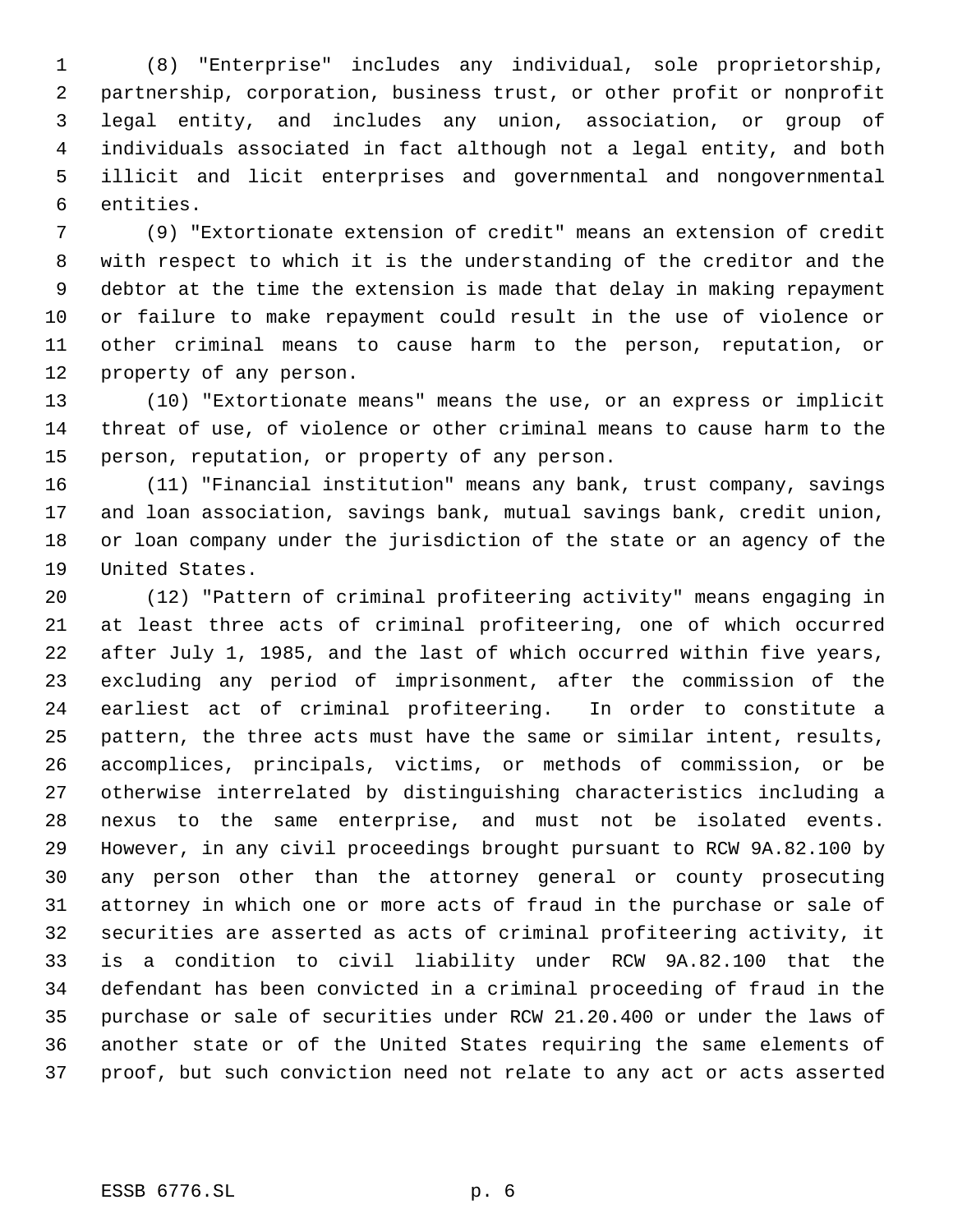(8) "Enterprise" includes any individual, sole proprietorship, partnership, corporation, business trust, or other profit or nonprofit legal entity, and includes any union, association, or group of individuals associated in fact although not a legal entity, and both illicit and licit enterprises and governmental and nongovernmental entities.

(9) "Extortionate extension of credit" means an extension of credit with respect to which it is the understanding of the creditor and the debtor at the time the extension is made that delay in making repayment or failure to make repayment could result in the use of violence or other criminal means to cause harm to the person, reputation, or property of any person.

(10) "Extortionate means" means the use, or an express or implicit threat of use, of violence or other criminal means to cause harm to the person, reputation, or property of any person.

(11) "Financial institution" means any bank, trust company, savings and loan association, savings bank, mutual savings bank, credit union, or loan company under the jurisdiction of the state or an agency of the United States.

(12) "Pattern of criminal profiteering activity" means engaging in at least three acts of criminal profiteering, one of which occurred after July 1, 1985, and the last of which occurred within five years, excluding any period of imprisonment, after the commission of the earliest act of criminal profiteering. In order to constitute a pattern, the three acts must have the same or similar intent, results, accomplices, principals, victims, or methods of commission, or be otherwise interrelated by distinguishing characteristics including a nexus to the same enterprise, and must not be isolated events. However, in any civil proceedings brought pursuant to RCW 9A.82.100 by any person other than the attorney general or county prosecuting attorney in which one or more acts of fraud in the purchase or sale of securities are asserted as acts of criminal profiteering activity, it is a condition to civil liability under RCW 9A.82.100 that the defendant has been convicted in a criminal proceeding of fraud in the purchase or sale of securities under RCW 21.20.400 or under the laws of another state or of the United States requiring the same elements of proof, but such conviction need not relate to any act or acts asserted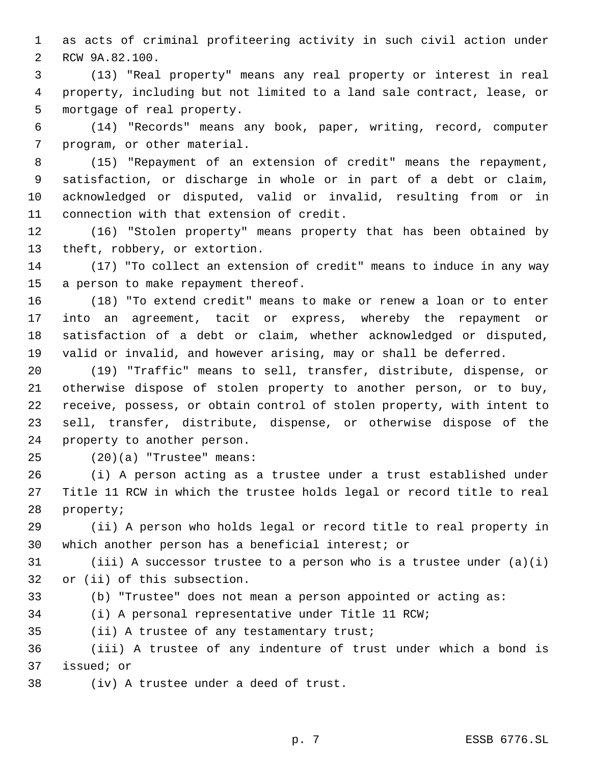as acts of criminal profiteering activity in such civil action under RCW 9A.82.100.

(13) "Real property" means any real property or interest in real property, including but not limited to a land sale contract, lease, or mortgage of real property.

(14) "Records" means any book, paper, writing, record, computer program, or other material.

(15) "Repayment of an extension of credit" means the repayment, satisfaction, or discharge in whole or in part of a debt or claim, acknowledged or disputed, valid or invalid, resulting from or in connection with that extension of credit.

(16) "Stolen property" means property that has been obtained by theft, robbery, or extortion.

(17) "To collect an extension of credit" means to induce in any way a person to make repayment thereof.

(18) "To extend credit" means to make or renew a loan or to enter into an agreement, tacit or express, whereby the repayment or satisfaction of a debt or claim, whether acknowledged or disputed, valid or invalid, and however arising, may or shall be deferred.

(19) "Traffic" means to sell, transfer, distribute, dispense, or otherwise dispose of stolen property to another person, or to buy, receive, possess, or obtain control of stolen property, with intent to sell, transfer, distribute, dispense, or otherwise dispose of the property to another person.

(20)(a) "Trustee" means:

(i) A person acting as a trustee under a trust established under Title 11 RCW in which the trustee holds legal or record title to real property;

(ii) A person who holds legal or record title to real property in which another person has a beneficial interest; or

(iii) A successor trustee to a person who is a trustee under (a)(i) or (ii) of this subsection.

(b) "Trustee" does not mean a person appointed or acting as:

(i) A personal representative under Title 11 RCW;

(ii) A trustee of any testamentary trust;

(iii) A trustee of any indenture of trust under which a bond is issued; or

(iv) A trustee under a deed of trust.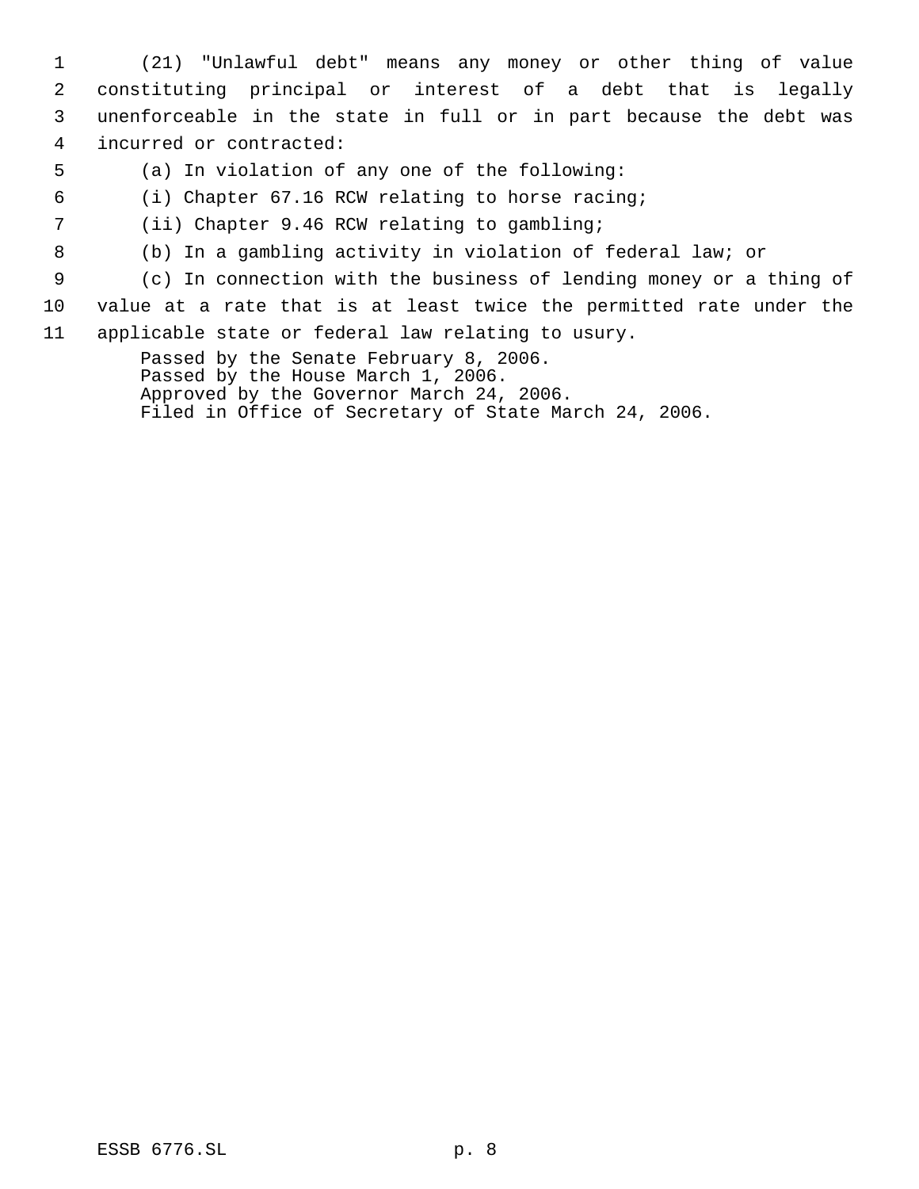(21) "Unlawful debt" means any money or other thing of value constituting principal or interest of a debt that is legally unenforceable in the state in full or in part because the debt was incurred or contracted:

(a) In violation of any one of the following:

(i) Chapter 67.16 RCW relating to horse racing;

(ii) Chapter 9.46 RCW relating to gambling;

(b) In a gambling activity in violation of federal law; or

(c) In connection with the business of lending money or a thing of value at a rate that is at least twice the permitted rate under the applicable state or federal law relating to usury.

Passed by the Senate February 8, 2006.
Passed by the House March 1, 2006.
Approved by the Governor March 24, 2006.
Filed in Office of Secretary of State March 24, 2006.